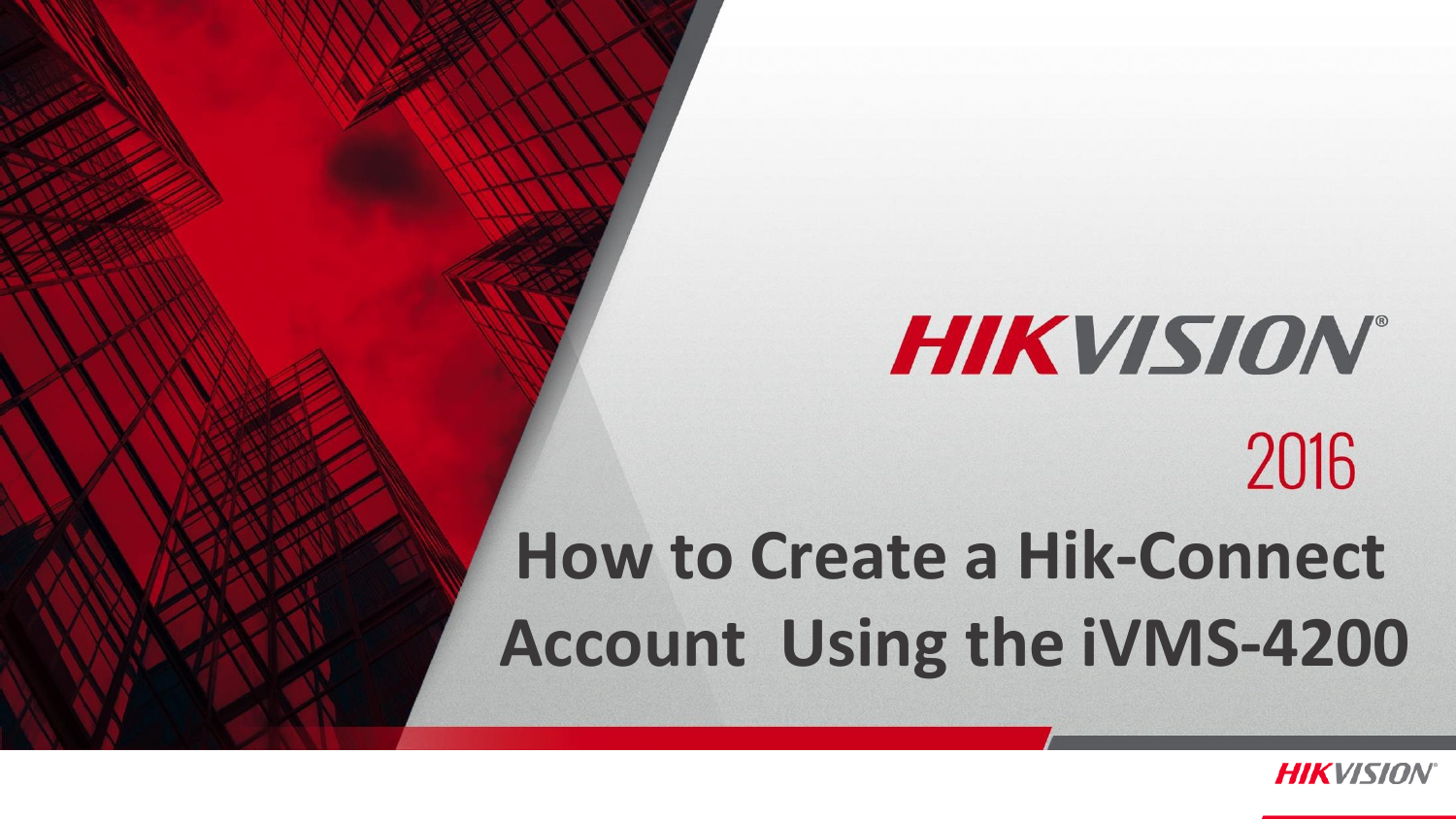HIKVISION

2016

# How to Create a Hik-Connect Account  Using the iVMS-4200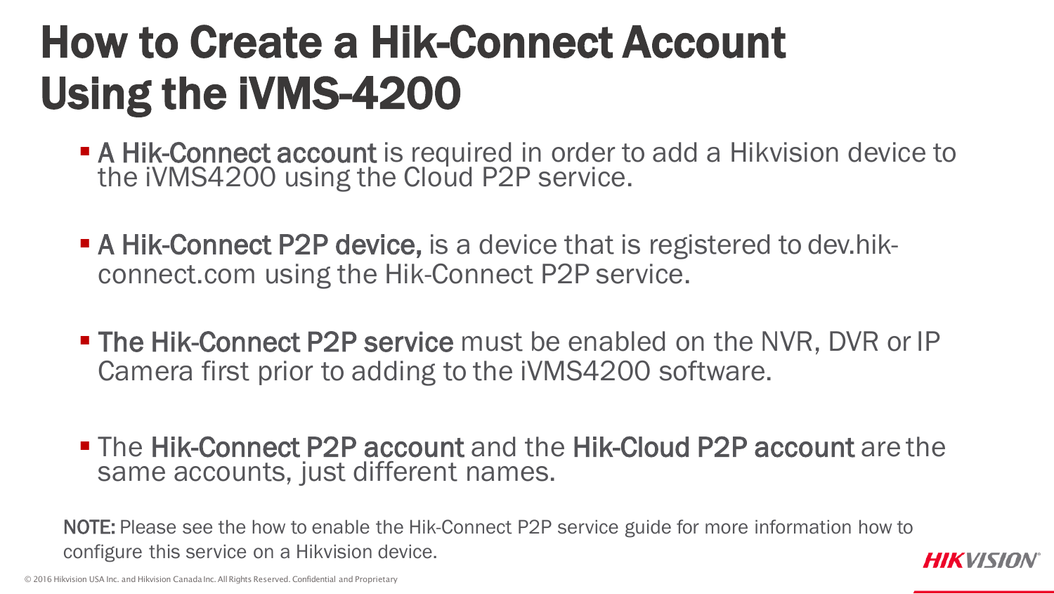# How to Create a Hik-Connect Account Using the iVMS-4200

- **A Hik-Connect account** is required in order to add a Hikvision device to the iVMS4200 using the Cloud P2P service.
- **A Hik-Connect P2P device,** is a device that is registered to dev.hik-connect.com using the Hik-Connect P2P service.
- **The Hik-Connect P2P service** must be enabled on the NVR, DVR or IP Camera first prior to adding to the iVMS4200 software.
- The **Hik-Connect P2P account** and the **Hik-Cloud P2P account** are the same accounts, just different names.

**NOTE:** Please see the how to enable the Hik-Connect P2P service guide for more information how to configure this service on a Hikvision device.

© 2016 Hikvision USA Inc. and Hikvision Canada Inc. All Rights Reserved. Confidential and Proprietary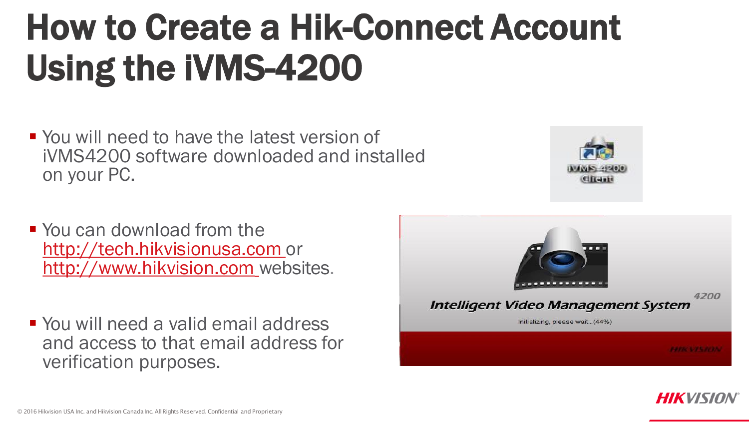# How to Create a Hik-Connect Account Using the iVMS-4200

- You will need to have the latest version of iVMS4200 software downloaded and installed on your PC.
- You can download from the http://tech.hikvisionusa.com or http://www.hikvision.com websites.
- You will need a valid email address and access to that email address for verification purposes.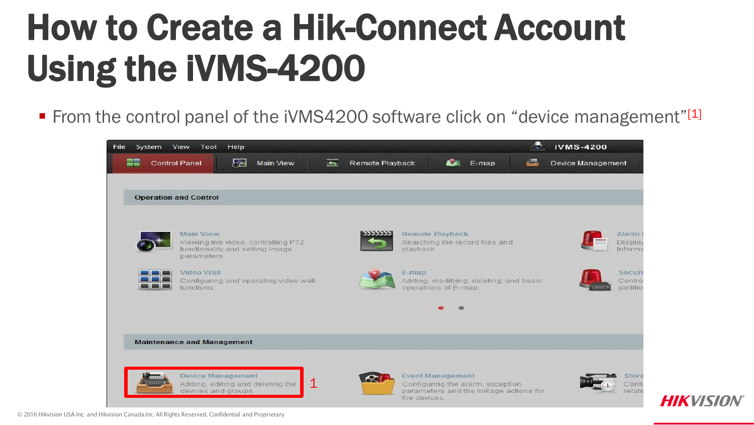# How to Create a Hik-Connect Account Using the iVMS-4200

- From the control panel of the iVMS4200 software click on “device management”[1]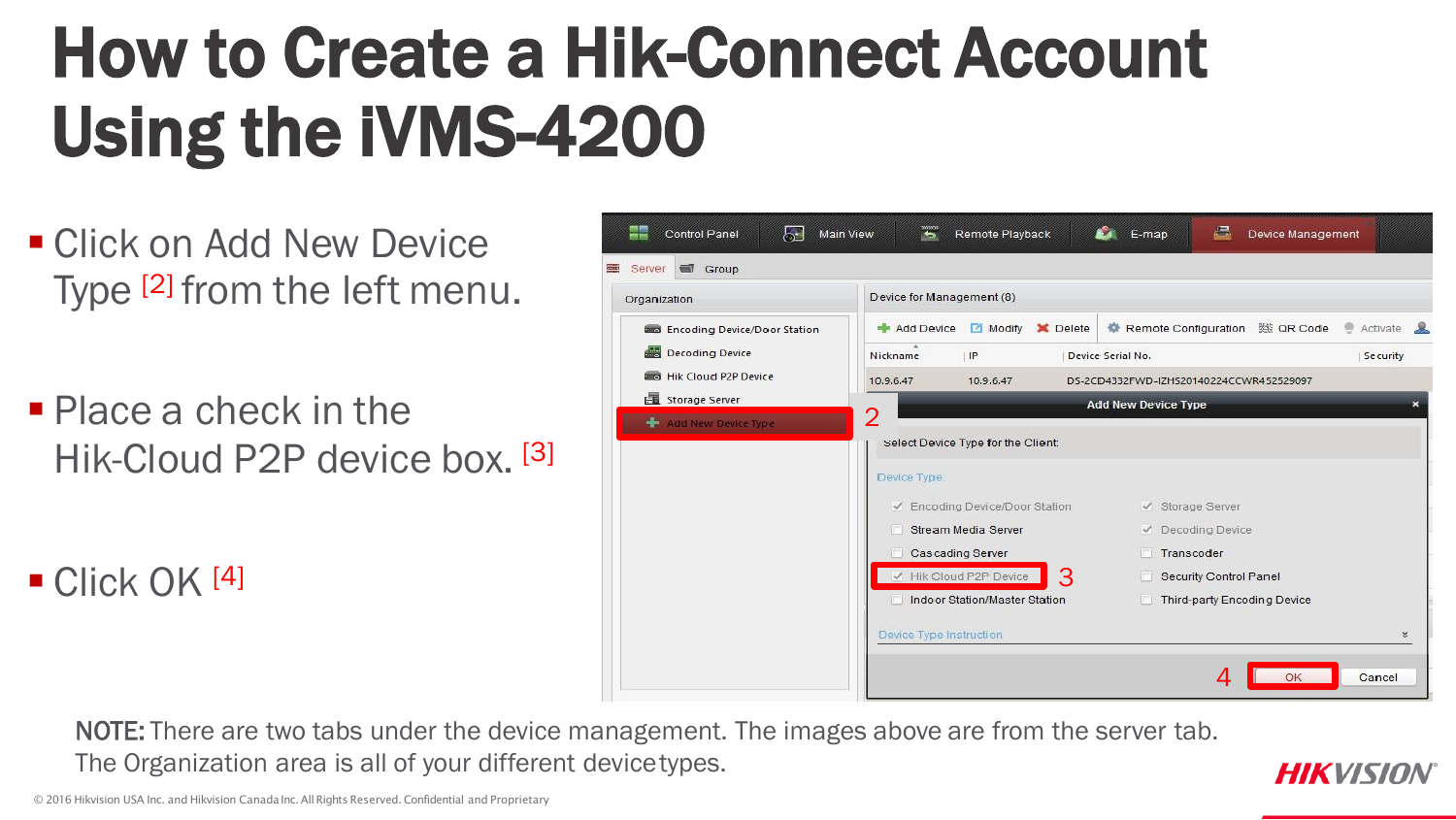# How to Create a Hik-Connect Account Using the iVMS-4200

- Click on Add New Device Type [2] from the left menu.
- Place a check in the Hik-Cloud P2P device box. [3]
- Click OK [4]

**NOTE:** There are two tabs under the device management. The images above are from the server tab. The Organization area is all of your different device types.

© 2016 Hikvision USA Inc. and Hikvision Canada Inc. All Rights Reserved. Confidential and Proprietary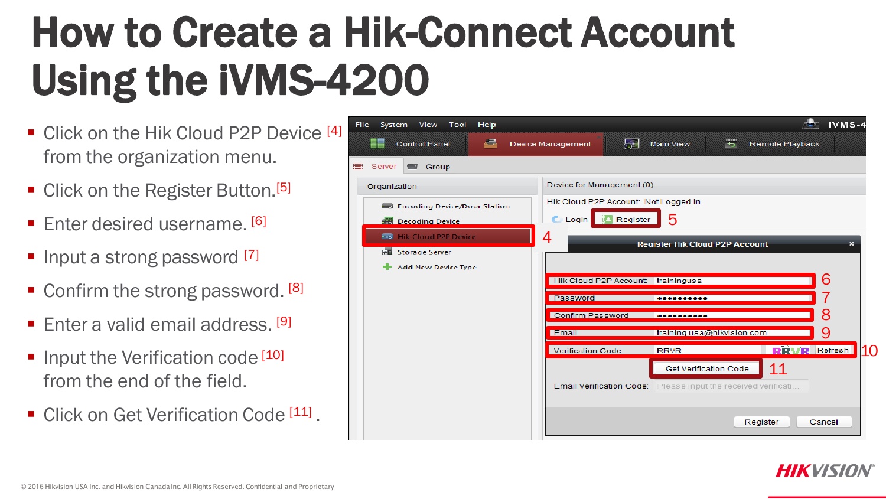# How to Create a Hik-Connect Account Using the iVMS-4200

- Click on the Hik Cloud P2P Device [4] from the organization menu.
- Click on the Register Button.[5]
- Enter desired username. [6]
- Input a strong password [7]
- Confirm the strong password. [8]
- Enter a valid email address. [9]
- Input the Verification code [10] from the end of the field.
- Click on Get Verification Code [11] .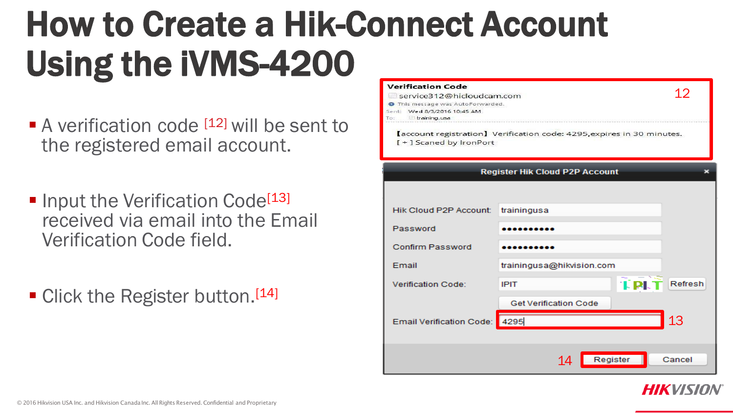# How to Create a Hik-Connect Account Using the iVMS-4200

- A verification code [12] will be sent to the registered email account.
- Input the Verification Code[13] received via email into the Email Verification Code field.
- Click the Register button.[14]

**Verification Code**
service312@hicloudcam.com
This message was AutoForwarded.
Sent: Wed 8/3/2016 10:45 AM
To: training.usa

【account registration】 Verification code: 4295,expires in 30 minutes.
[ + ] Scaned by IronPort

12

**Register Hik Cloud P2P Account**

| | |
|---|---|
| Hik Cloud P2P Account: | traningusa |
| Password | ●●●●●●●●●●● |
| Confirm Password | ●●●●●●●●●●● |
| Email | trainingusa@hikvision.com |
| Verification Code: | IPIT |
| | Get Verification Code |
| Email Verification Code: | 4295 |

13

14 Register Cancel

© 2016 Hikvision USA Inc. and Hikvision Canada Inc. All Rights Reserved. Confidential and Proprietary

HIKVISION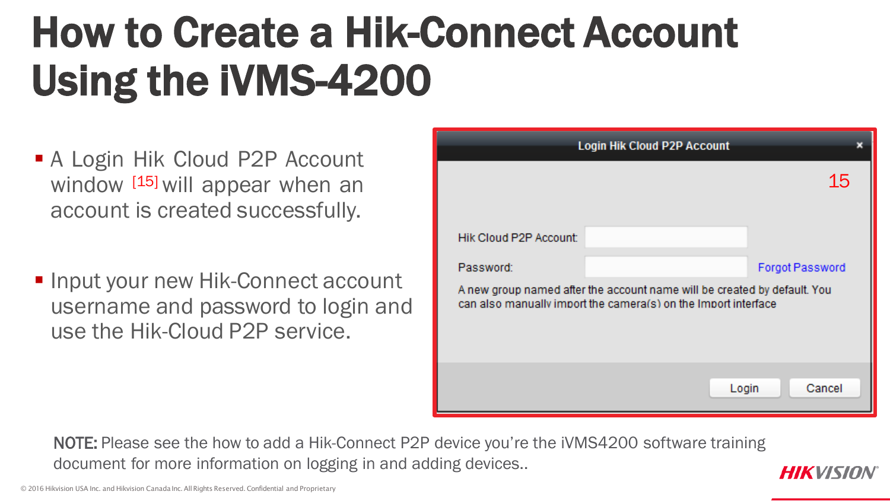# How to Create a Hik-Connect Account Using the iVMS-4200

- A Login Hik Cloud P2P Account window [15] will appear when an account is created successfully.
- Input your new Hik-Connect account username and password to login and use the Hik-Cloud P2P service.

Login Hik Cloud P2P Account

15

Hik Cloud P2P Account:

Password:

Forgot Password

A new group named after the account name will be created by default. You can also manually import the camera(s) on the Import interface

Login

Cancel

**NOTE:** Please see the how to add a Hik-Connect P2P device you're the iVMS4200 software training document for more information on logging in and adding devices..

© 2016 Hikvision USA Inc. and Hikvision Canada Inc. All Rights Reserved. Confidential and Proprietary